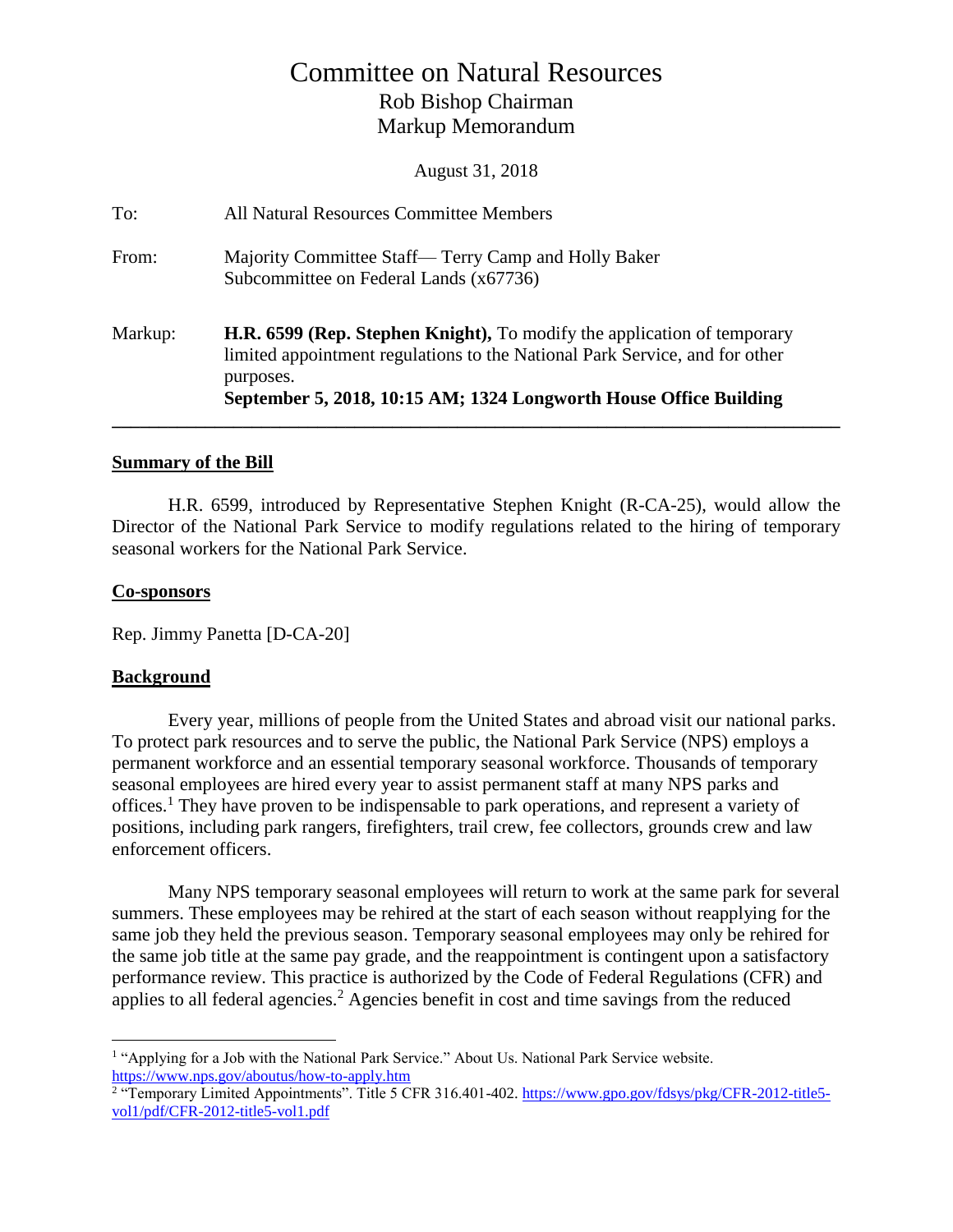# Committee on Natural Resources

## Rob Bishop Chairman

## Markup Memorandum

August 31, 2018

To: All Natural Resources Committee Members

From: Majority Committee Staff— Terry Camp and Holly Baker
Subcommittee on Federal Lands (x67736)

Markup: **H.R. 6599 (Rep. Stephen Knight),** To modify the application of temporary limited appointment regulations to the National Park Service, and for other purposes.
**September 5, 2018, 10:15 AM; 1324 Longworth House Office Building**

---

**Summary of the Bill**

H.R. 6599, introduced by Representative Stephen Knight (R-CA-25), would allow the Director of the National Park Service to modify regulations related to the hiring of temporary seasonal workers for the National Park Service.

**Co-sponsors**

Rep. Jimmy Panetta [D-CA-20]

**Background**

Every year, millions of people from the United States and abroad visit our national parks. To protect park resources and to serve the public, the National Park Service (NPS) employs a permanent workforce and an essential temporary seasonal workforce. Thousands of temporary seasonal employees are hired every year to assist permanent staff at many NPS parks and offices.[1] They have proven to be indispensable to park operations, and represent a variety of positions, including park rangers, firefighters, trail crew, fee collectors, grounds crew and law enforcement officers.

Many NPS temporary seasonal employees will return to work at the same park for several summers. These employees may be rehired at the start of each season without reapplying for the same job they held the previous season. Temporary seasonal employees may only be rehired for the same job title at the same pay grade, and the reappointment is contingent upon a satisfactory performance review. This practice is authorized by the Code of Federal Regulations (CFR) and applies to all federal agencies.[2] Agencies benefit in cost and time savings from the reduced

---

[1] "Applying for a Job with the National Park Service." About Us. National Park Service website. https://www.nps.gov/aboutus/how-to-apply.htm

[2] "Temporary Limited Appointments". Title 5 CFR 316.401-402. https://www.gpo.gov/fdsys/pkg/CFR-2012-title5-vol1/pdf/CFR-2012-title5-vol1.pdf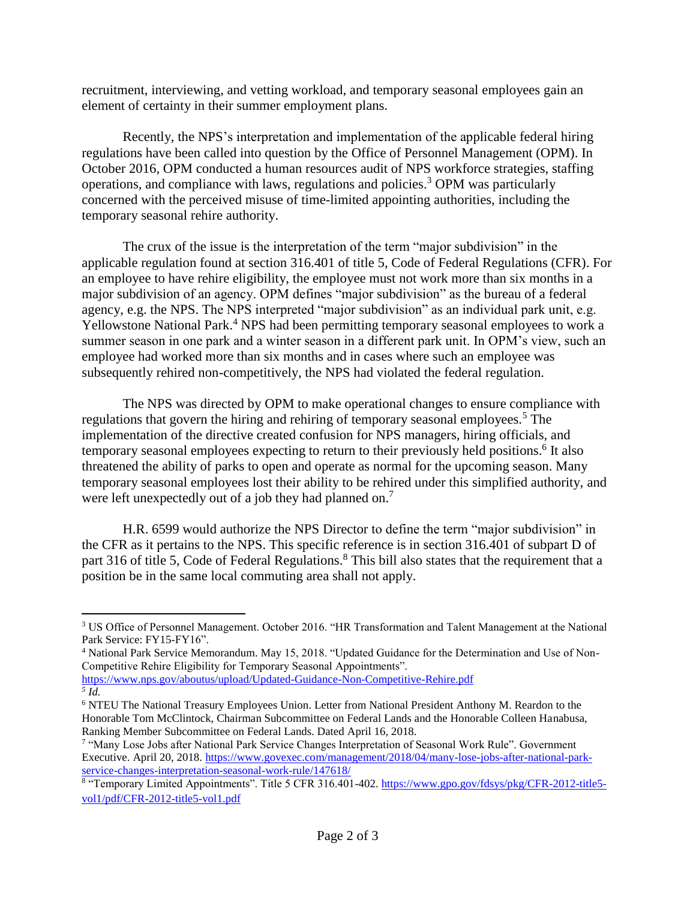recruitment, interviewing, and vetting workload, and temporary seasonal employees gain an element of certainty in their summer employment plans.

Recently, the NPS's interpretation and implementation of the applicable federal hiring regulations have been called into question by the Office of Personnel Management (OPM). In October 2016, OPM conducted a human resources audit of NPS workforce strategies, staffing operations, and compliance with laws, regulations and policies.[3] OPM was particularly concerned with the perceived misuse of time-limited appointing authorities, including the temporary seasonal rehire authority.

The crux of the issue is the interpretation of the term "major subdivision" in the applicable regulation found at section 316.401 of title 5, Code of Federal Regulations (CFR). For an employee to have rehire eligibility, the employee must not work more than six months in a major subdivision of an agency. OPM defines "major subdivision" as the bureau of a federal agency, e.g. the NPS. The NPS interpreted "major subdivision" as an individual park unit, e.g. Yellowstone National Park.[4] NPS had been permitting temporary seasonal employees to work a summer season in one park and a winter season in a different park unit. In OPM's view, such an employee had worked more than six months and in cases where such an employee was subsequently rehired non-competitively, the NPS had violated the federal regulation.

The NPS was directed by OPM to make operational changes to ensure compliance with regulations that govern the hiring and rehiring of temporary seasonal employees.[5] The implementation of the directive created confusion for NPS managers, hiring officials, and temporary seasonal employees expecting to return to their previously held positions.[6] It also threatened the ability of parks to open and operate as normal for the upcoming season. Many temporary seasonal employees lost their ability to be rehired under this simplified authority, and were left unexpectedly out of a job they had planned on.[7]

H.R. 6599 would authorize the NPS Director to define the term "major subdivision" in the CFR as it pertains to the NPS. This specific reference is in section 316.401 of subpart D of part 316 of title 5, Code of Federal Regulations.[8] This bill also states that the requirement that a position be in the same local commuting area shall not apply.

---

[3] US Office of Personnel Management. October 2016. "HR Transformation and Talent Management at the National Park Service: FY15-FY16".

[4] National Park Service Memorandum. May 15, 2018. "Updated Guidance for the Determination and Use of Non-Competitive Rehire Eligibility for Temporary Seasonal Appointments". https://www.nps.gov/aboutus/upload/Updated-Guidance-Non-Competitive-Rehire.pdf

[5] *Id.*

[6] NTEU The National Treasury Employees Union. Letter from National President Anthony M. Reardon to the Honorable Tom McClintock, Chairman Subcommittee on Federal Lands and the Honorable Colleen Hanabusa, Ranking Member Subcommittee on Federal Lands. Dated April 16, 2018.

[7] "Many Lose Jobs after National Park Service Changes Interpretation of Seasonal Work Rule". Government Executive. April 20, 2018. https://www.govexec.com/management/2018/04/many-lose-jobs-after-national-park-service-changes-interpretation-seasonal-work-rule/147618/

[8] "Temporary Limited Appointments". Title 5 CFR 316.401-402. https://www.gpo.gov/fdsys/pkg/CFR-2012-title5-vol1/pdf/CFR-2012-title5-vol1.pdf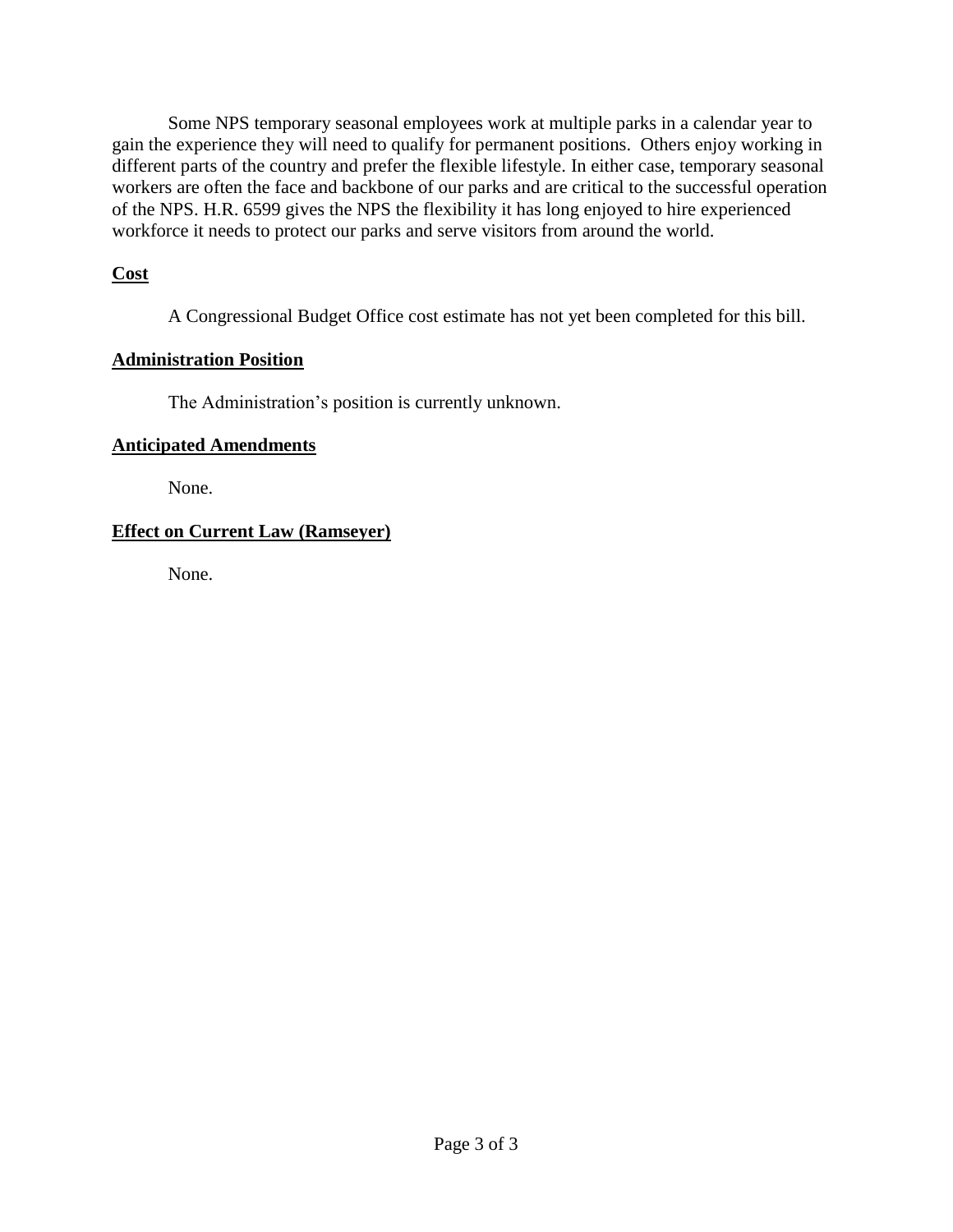Some NPS temporary seasonal employees work at multiple parks in a calendar year to gain the experience they will need to qualify for permanent positions. Others enjoy working in different parts of the country and prefer the flexible lifestyle. In either case, temporary seasonal workers are often the face and backbone of our parks and are critical to the successful operation of the NPS. H.R. 6599 gives the NPS the flexibility it has long enjoyed to hire experienced workforce it needs to protect our parks and serve visitors from around the world.

## Cost

A Congressional Budget Office cost estimate has not yet been completed for this bill.

## Administration Position

The Administration's position is currently unknown.

## Anticipated Amendments

None.

## Effect on Current Law (Ramseyer)

None.